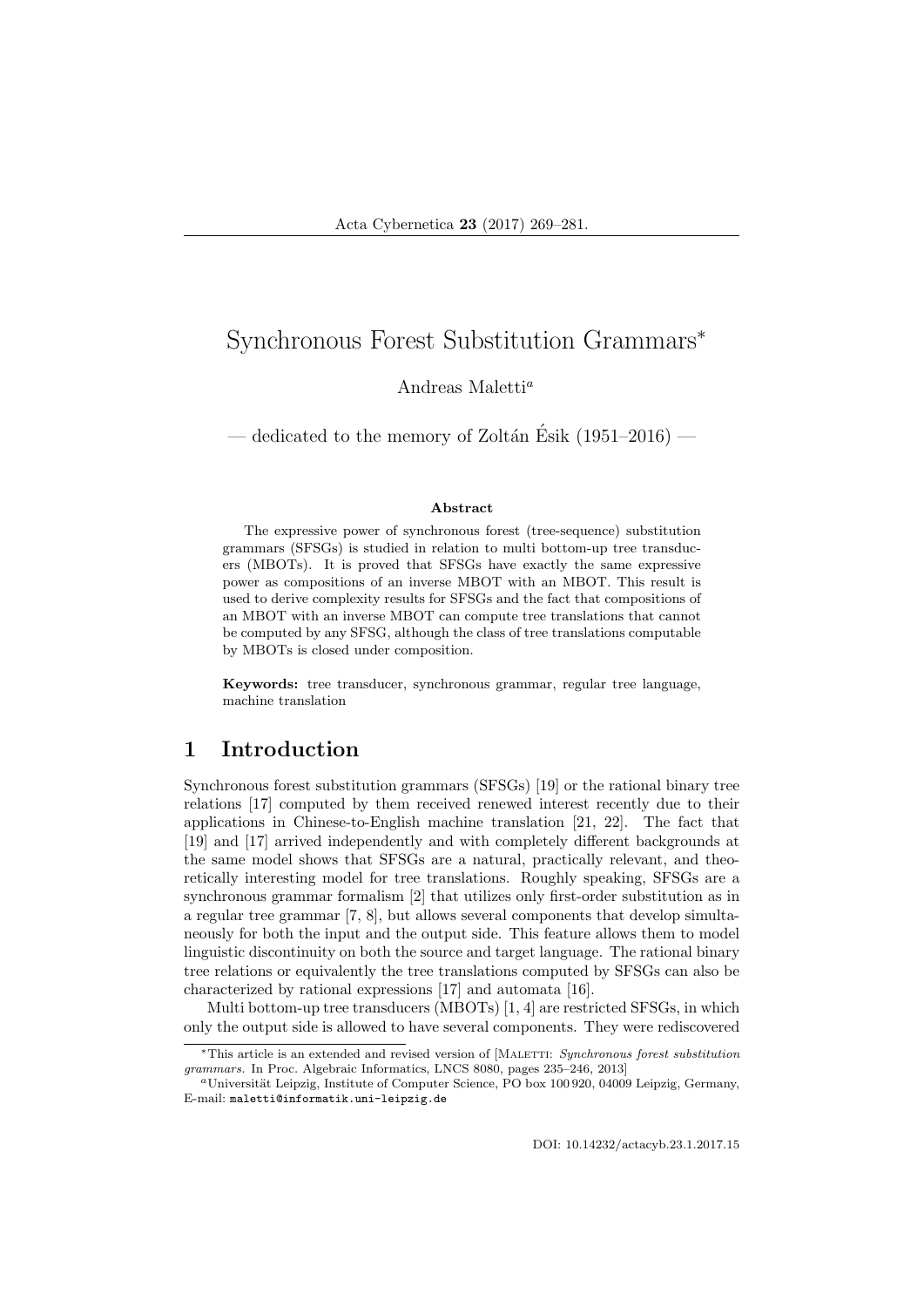# Synchronous Forest Substitution Grammars*

Andreas Maletti[a]

— dedicated to the memory of Zoltán Ésik (1951–2016) —

**Abstract**

The expressive power of synchronous forest (tree-sequence) substitution grammars (SFSGs) is studied in relation to multi bottom-up tree transducers (MBOTs). It is proved that SFSGs have exactly the same expressive power as compositions of an inverse MBOT with an MBOT. This result is used to derive complexity results for SFSGs and the fact that compositions of an MBOT with an inverse MBOT can compute tree translations that cannot be computed by any SFSG, although the class of tree translations computable by MBOTs is closed under composition.

**Keywords:** tree transducer, synchronous grammar, regular tree language, machine translation

## 1 Introduction

Synchronous forest substitution grammars (SFSGs) [19] or the rational binary tree relations [17] computed by them received renewed interest recently due to their applications in Chinese-to-English machine translation [21, 22]. The fact that [19] and [17] arrived independently and with completely different backgrounds at the same model shows that SFSGs are a natural, practically relevant, and theoretically interesting model for tree translations. Roughly speaking, SFSGs are a synchronous grammar formalism [2] that utilizes only first-order substitution as in a regular tree grammar [7, 8], but allows several components that develop simultaneously for both the input and the output side. This feature allows them to model linguistic discontinuity on both the source and target language. The rational binary tree relations or equivalently the tree translations computed by SFSGs can also be characterized by rational expressions [17] and automata [16].

Multi bottom-up tree transducers (MBOTs) [1, 4] are restricted SFSGs, in which only the output side is allowed to have several components. They were rediscovered

---

*This article is an extended and revised version of [Maletti: *Synchronous forest substitution grammars.* In Proc. Algebraic Informatics, LNCS 8080, pages 235–246, 2013]

[a]Universität Leipzig, Institute of Computer Science, PO box 100 920, 04009 Leipzig, Germany, E-mail: `maletti@informatik.uni-leipzig.de`

DOI: 10.14232/actacyb.23.1.2017.15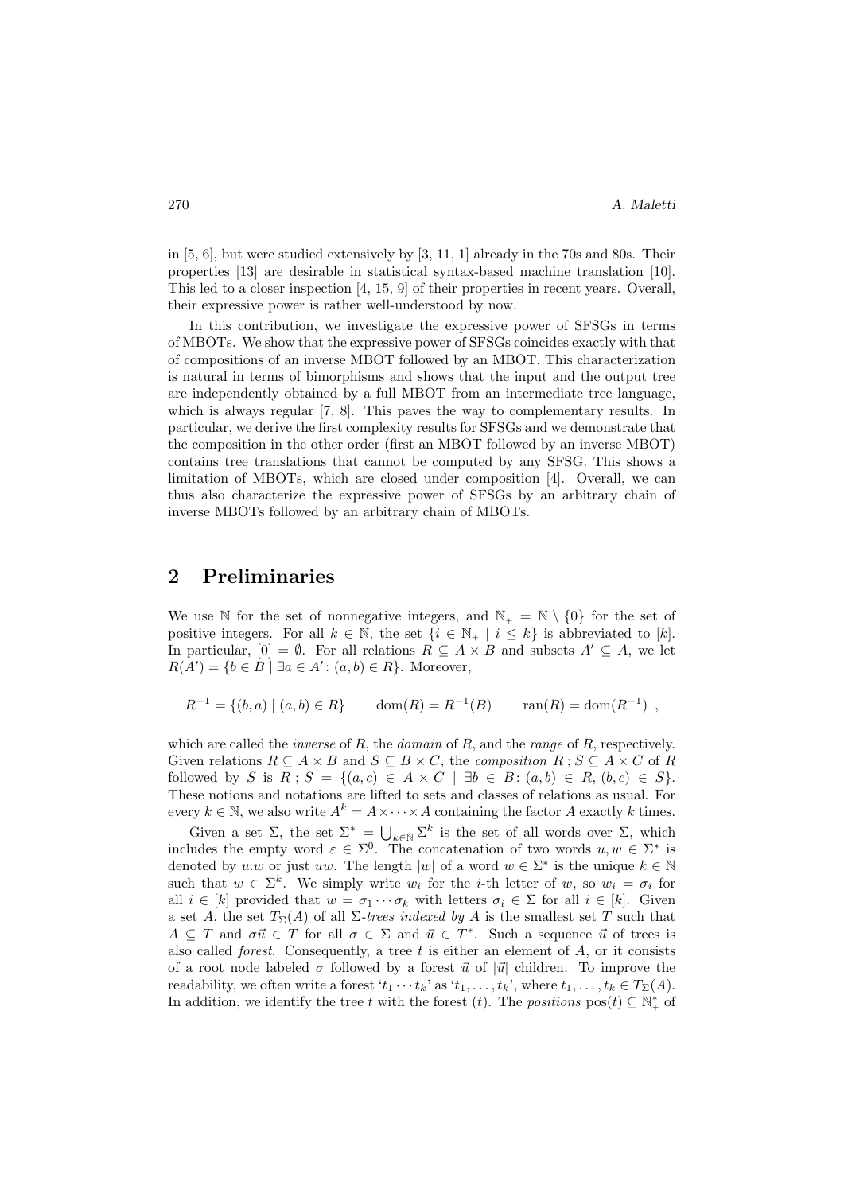in [5, 6], but were studied extensively by [3, 11, 1] already in the 70s and 80s. Their properties [13] are desirable in statistical syntax-based machine translation [10]. This led to a closer inspection [4, 15, 9] of their properties in recent years. Overall, their expressive power is rather well-understood by now.

In this contribution, we investigate the expressive power of SFSGs in terms of MBOTs. We show that the expressive power of SFSGs coincides exactly with that of compositions of an inverse MBOT followed by an MBOT. This characterization is natural in terms of bimorphisms and shows that the input and the output tree are independently obtained by a full MBOT from an intermediate tree language, which is always regular [7, 8]. This paves the way to complementary results. In particular, we derive the first complexity results for SFSGs and we demonstrate that the composition in the other order (first an MBOT followed by an inverse MBOT) contains tree translations that cannot be computed by any SFSG. This shows a limitation of MBOTs, which are closed under composition [4]. Overall, we can thus also characterize the expressive power of SFSGs by an arbitrary chain of inverse MBOTs followed by an arbitrary chain of MBOTs.

## 2 Preliminaries

We use $\mathbb{N}$ for the set of nonnegative integers, and $\mathbb{N}_+ = \mathbb{N} \setminus \{0\}$ for the set of positive integers. For all $k \in \mathbb{N}$, the set $\{i \in \mathbb{N}_+ \mid i \leq k\}$ is abbreviated to $[k]$. In particular, $[0] = \emptyset$. For all relations $R \subseteq A \times B$ and subsets $A' \subseteq A$, we let $R(A') = \{b \in B \mid \exists a \in A' \colon (a, b) \in R\}$. Moreover,

$$R^{-1} = \{(b, a) \mid (a, b) \in R\} \qquad \mathrm{dom}(R) = R^{-1}(B) \qquad \mathrm{ran}(R) = \mathrm{dom}(R^{-1}) \ ,$$

which are called the *inverse* of $R$, the *domain* of $R$, and the *range* of $R$, respectively. Given relations $R \subseteq A \times B$ and $S \subseteq B \times C$, the *composition* $R \mathbin{;} S \subseteq A \times C$ of $R$ followed by $S$ is $R \mathbin{;} S = \{(a, c) \in A \times C \mid \exists b \in B \colon (a, b) \in R,\ (b, c) \in S\}$. These notions and notations are lifted to sets and classes of relations as usual. For every $k \in \mathbb{N}$, we also write $A^k = A \times \cdots \times A$ containing the factor $A$ exactly $k$ times.

Given a set $\Sigma$, the set $\Sigma^* = \bigcup_{k \in \mathbb{N}} \Sigma^k$ is the set of all words over $\Sigma$, which includes the empty word $\varepsilon \in \Sigma^0$. The concatenation of two words $u, w \in \Sigma^*$ is denoted by $u.w$ or just $uw$. The length $|w|$ of a word $w \in \Sigma^*$ is the unique $k \in \mathbb{N}$ such that $w \in \Sigma^k$. We simply write $w_i$ for the $i$-th letter of $w$, so $w_i = \sigma_i$ for all $i \in [k]$ provided that $w = \sigma_1 \cdots \sigma_k$ with letters $\sigma_i \in \Sigma$ for all $i \in [k]$. Given a set $A$, the set $T_\Sigma(A)$ of all $\Sigma$-*trees indexed by* $A$ is the smallest set $T$ such that $A \subseteq T$ and $\sigma \vec{u} \in T$ for all $\sigma \in \Sigma$ and $\vec{u} \in T^*$. Such a sequence $\vec{u}$ of trees is also called *forest*. Consequently, a tree $t$ is either an element of $A$, or it consists of a root node labeled $\sigma$ followed by a forest $\vec{u}$ of $|\vec{u}|$ children. To improve the readability, we often write a forest '$t_1 \cdots t_k$' as '$t_1, \ldots, t_k$', where $t_1, \ldots, t_k \in T_\Sigma(A)$. In addition, we identify the tree $t$ with the forest $(t)$. The *positions* $\mathrm{pos}(t) \subseteq \mathbb{N}_+^*$ of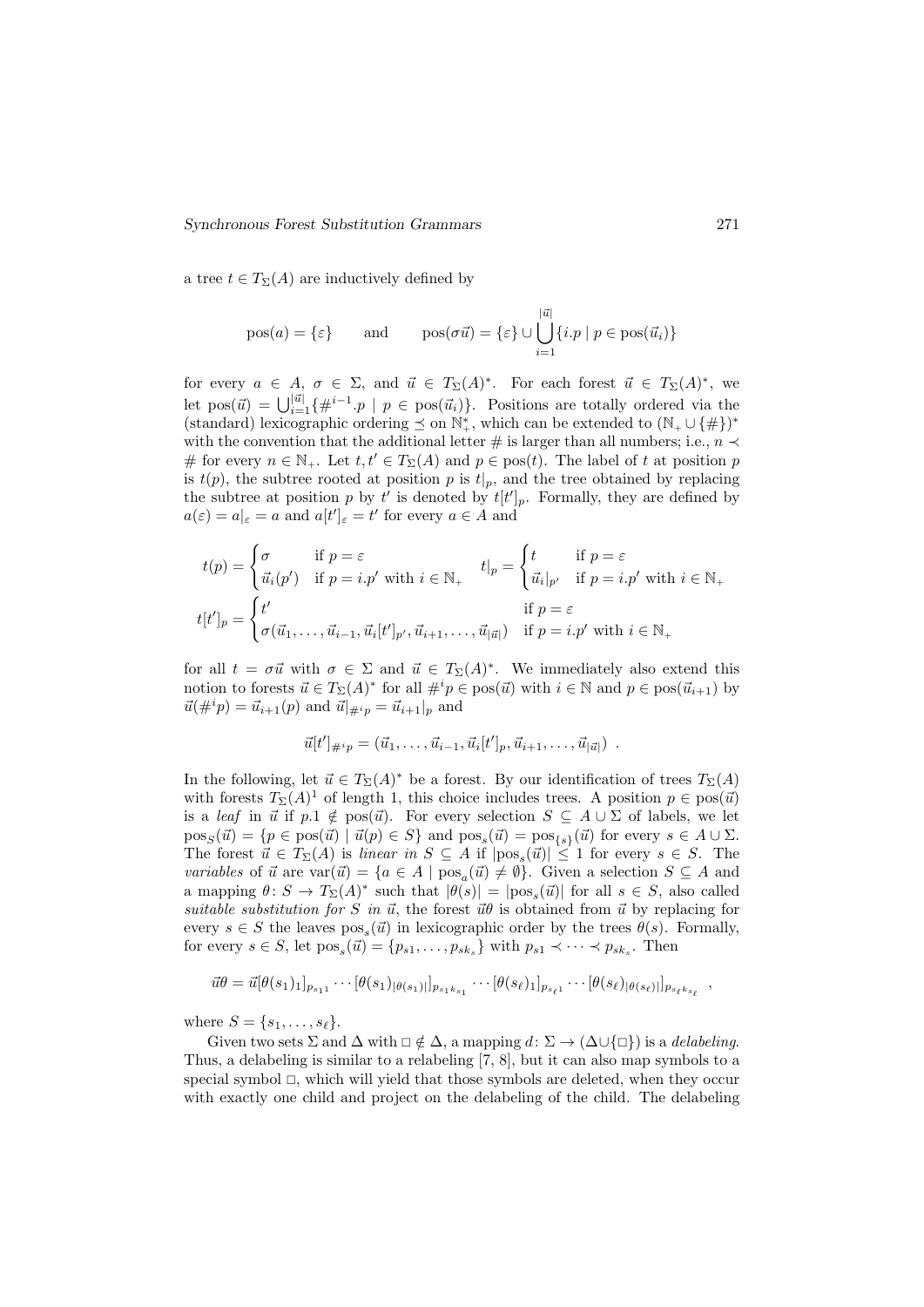a tree $t \in T_\Sigma(A)$ are inductively defined by

$$\text{pos}(a) = \{\varepsilon\} \qquad \text{and} \qquad \text{pos}(\sigma\vec{u}) = \{\varepsilon\} \cup \bigcup_{i=1}^{|\vec{u}|} \{i.p \mid p \in \text{pos}(\vec{u}_i)\}$$

for every $a \in A$, $\sigma \in \Sigma$, and $\vec{u} \in T_\Sigma(A)^*$. For each forest $\vec{u} \in T_\Sigma(A)^*$, we let $\text{pos}(\vec{u}) = \bigcup_{i=1}^{|\vec{u}|}\{\#^{i-1}.p \mid p \in \text{pos}(\vec{u}_i)\}$. Positions are totally ordered via the (standard) lexicographic ordering $\preceq$ on $\mathbb{N}_+^*$, which can be extended to $(\mathbb{N}_+ \cup \{\#\})^*$ with the convention that the additional letter $\#$ is larger than all numbers; i.e., $n \prec \#$ for every $n \in \mathbb{N}_+$. Let $t, t' \in T_\Sigma(A)$ and $p \in \text{pos}(t)$. The label of $t$ at position $p$ is $t(p)$, the subtree rooted at position $p$ is $t|_p$, and the tree obtained by replacing the subtree at position $p$ by $t'$ is denoted by $t[t']_p$. Formally, they are defined by $a(\varepsilon) = a|_\varepsilon = a$ and $a[t']_\varepsilon = t'$ for every $a \in A$ and

$$t(p) = \begin{cases} \sigma & \text{if } p = \varepsilon \\ \vec{u}_i(p') & \text{if } p = i.p' \text{ with } i \in \mathbb{N}_+ \end{cases} \qquad t|_p = \begin{cases} t & \text{if } p = \varepsilon \\ \vec{u}_i|_{p'} & \text{if } p = i.p' \text{ with } i \in \mathbb{N}_+ \end{cases}$$

$$t[t']_p = \begin{cases} t' & \text{if } p = \varepsilon \\ \sigma(\vec{u}_1, \ldots, \vec{u}_{i-1}, \vec{u}_i[t']_{p'}, \vec{u}_{i+1}, \ldots, \vec{u}_{|\vec{u}|}) & \text{if } p = i.p' \text{ with } i \in \mathbb{N}_+ \end{cases}$$

for all $t = \sigma\vec{u}$ with $\sigma \in \Sigma$ and $\vec{u} \in T_\Sigma(A)^*$. We immediately also extend this notion to forests $\vec{u} \in T_\Sigma(A)^*$ for all $\#^i p \in \text{pos}(\vec{u})$ with $i \in \mathbb{N}$ and $p \in \text{pos}(\vec{u}_{i+1})$ by $\vec{u}(\#^i p) = \vec{u}_{i+1}(p)$ and $\vec{u}|_{\#^i p} = \vec{u}_{i+1}|_p$ and

$$\vec{u}[t']_{\#^i p} = (\vec{u}_1, \ldots, \vec{u}_{i-1}, \vec{u}_i[t']_p, \vec{u}_{i+1}, \ldots, \vec{u}_{|\vec{u}|}) \enspace .$$

In the following, let $\vec{u} \in T_\Sigma(A)^*$ be a forest. By our identification of trees $T_\Sigma(A)$ with forests $T_\Sigma(A)^1$ of length 1, this choice includes trees. A position $p \in \text{pos}(\vec{u})$ is a *leaf* in $\vec{u}$ if $p.1 \notin \text{pos}(\vec{u})$. For every selection $S \subseteq A \cup \Sigma$ of labels, we let $\text{pos}_S(\vec{u}) = \{p \in \text{pos}(\vec{u}) \mid \vec{u}(p) \in S\}$ and $\text{pos}_s(\vec{u}) = \text{pos}_{\{s\}}(\vec{u})$ for every $s \in A \cup \Sigma$. The forest $\vec{u} \in T_\Sigma(A)$ is *linear in* $S \subseteq A$ if $|\text{pos}_s(\vec{u})| \leq 1$ for every $s \in S$. The *variables* of $\vec{u}$ are $\text{var}(\vec{u}) = \{a \in A \mid \text{pos}_a(\vec{u}) \neq \emptyset\}$. Given a selection $S \subseteq A$ and a mapping $\theta\colon S \to T_\Sigma(A)^*$ such that $|\theta(s)| = |\text{pos}_s(\vec{u})|$ for all $s \in S$, also called *suitable substitution for* $S$ *in* $\vec{u}$, the forest $\vec{u}\theta$ is obtained from $\vec{u}$ by replacing for every $s \in S$ the leaves $\text{pos}_s(\vec{u})$ in lexicographic order by the trees $\theta(s)$. Formally, for every $s \in S$, let $\text{pos}_s(\vec{u}) = \{p_{s1}, \ldots, p_{sk_s}\}$ with $p_{s1} \prec \cdots \prec p_{sk_s}$. Then

$$\vec{u}\theta = \vec{u}[\theta(s_1)_1]_{p_{s_1 1}} \cdots [\theta(s_1)_{|\theta(s_1)|}]_{p_{s_1 k_{s_1}}} \cdots [\theta(s_\ell)_1]_{p_{s_\ell 1}} \cdots [\theta(s_\ell)_{|\theta(s_\ell)|}]_{p_{s_\ell k_{s_\ell}}} \enspace ,$$

where $S = \{s_1, \ldots, s_\ell\}$.

Given two sets $\Sigma$ and $\Delta$ with $\square \notin \Delta$, a mapping $d\colon \Sigma \to (\Delta \cup \{\square\})$ is a *delabeling*. Thus, a delabeling is similar to a relabeling [7, 8], but it can also map symbols to a special symbol $\square$, which will yield that those symbols are deleted, when they occur with exactly one child and project on the delabeling of the child. The delabeling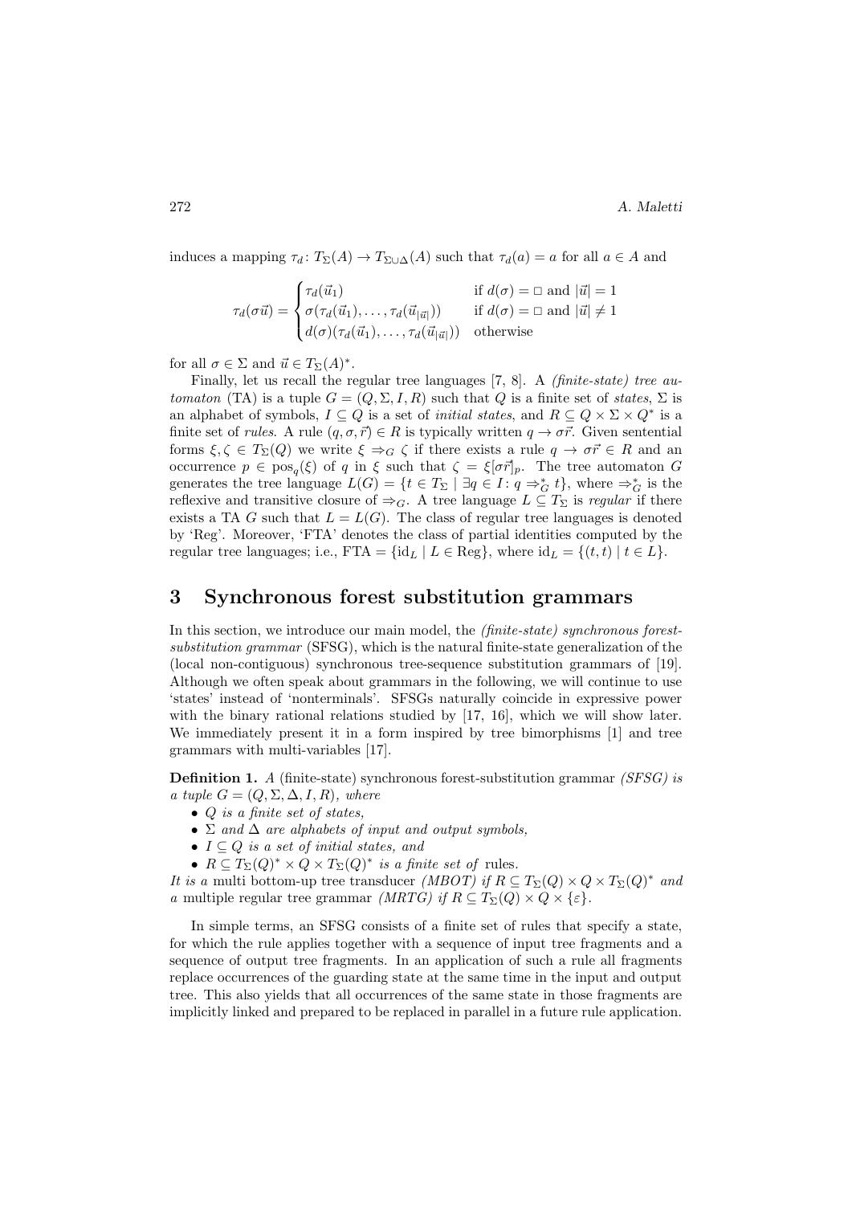induces a mapping $\tau_d \colon T_\Sigma(A) \to T_{\Sigma \cup \Delta}(A)$ such that $\tau_d(a) = a$ for all $a \in A$ and

$$\tau_d(\sigma \vec{u}) = \begin{cases} \tau_d(\vec{u}_1) & \text{if } d(\sigma) = \square \text{ and } |\vec{u}| = 1 \\ \sigma(\tau_d(\vec{u}_1), \dots, \tau_d(\vec{u}_{|\vec{u}|})) & \text{if } d(\sigma) = \square \text{ and } |\vec{u}| \neq 1 \\ d(\sigma)(\tau_d(\vec{u}_1), \dots, \tau_d(\vec{u}_{|\vec{u}|})) & \text{otherwise} \end{cases}$$

for all $\sigma \in \Sigma$ and $\vec{u} \in T_\Sigma(A)^*$.

Finally, let us recall the regular tree languages [7, 8]. A *(finite-state) tree automaton* (TA) is a tuple $G = (Q, \Sigma, I, R)$ such that $Q$ is a finite set of *states*, $\Sigma$ is an alphabet of symbols, $I \subseteq Q$ is a set of *initial states*, and $R \subseteq Q \times \Sigma \times Q^*$ is a finite set of *rules*. A rule $(q, \sigma, \vec{r}) \in R$ is typically written $q \to \sigma \vec{r}$. Given sentential forms $\xi, \zeta \in T_\Sigma(Q)$ we write $\xi \Rightarrow_G \zeta$ if there exists a rule $q \to \sigma \vec{r} \in R$ and an occurrence $p \in \mathrm{pos}_q(\xi)$ of $q$ in $\xi$ such that $\zeta = \xi[\sigma \vec{r}]_p$. The tree automaton $G$ generates the tree language $L(G) = \{t \in T_\Sigma \mid \exists q \in I \colon q \Rightarrow_G^* t\}$, where $\Rightarrow_G^*$ is the reflexive and transitive closure of $\Rightarrow_G$. A tree language $L \subseteq T_\Sigma$ is *regular* if there exists a TA $G$ such that $L = L(G)$. The class of regular tree languages is denoted by 'Reg'. Moreover, 'FTA' denotes the class of partial identities computed by the regular tree languages; i.e., $\mathrm{FTA} = \{\mathrm{id}_L \mid L \in \mathrm{Reg}\}$, where $\mathrm{id}_L = \{(t, t) \mid t \in L\}$.

# 3 Synchronous forest substitution grammars

In this section, we introduce our main model, the *(finite-state) synchronous forest-substitution grammar* (SFSG), which is the natural finite-state generalization of the (local non-contiguous) synchronous tree-sequence substitution grammars of [19]. Although we often speak about grammars in the following, we will continue to use 'states' instead of 'nonterminals'. SFSGs naturally coincide in expressive power with the binary rational relations studied by [17, 16], which we will show later. We immediately present it in a form inspired by tree bimorphisms [1] and tree grammars with multi-variables [17].

**Definition 1.** *A* (finite-state) synchronous forest-substitution grammar *(SFSG) is a tuple* $G = (Q, \Sigma, \Delta, I, R)$*, where*

- *$Q$ is a finite set of states,*
- *$\Sigma$ and $\Delta$ are alphabets of input and output symbols,*
- *$I \subseteq Q$ is a set of initial states, and*
- *$R \subseteq T_\Sigma(Q)^* \times Q \times T_\Sigma(Q)^*$ is a finite set of* rules.

*It is a* multi bottom-up tree transducer *(MBOT) if $R \subseteq T_\Sigma(Q) \times Q \times T_\Sigma(Q)^*$ and a* multiple regular tree grammar *(MRTG) if $R \subseteq T_\Sigma(Q) \times Q \times \{\varepsilon\}$.*

In simple terms, an SFSG consists of a finite set of rules that specify a state, for which the rule applies together with a sequence of input tree fragments and a sequence of output tree fragments. In an application of such a rule all fragments replace occurrences of the guarding state at the same time in the input and output tree. This also yields that all occurrences of the same state in those fragments are implicitly linked and prepared to be replaced in parallel in a future rule application.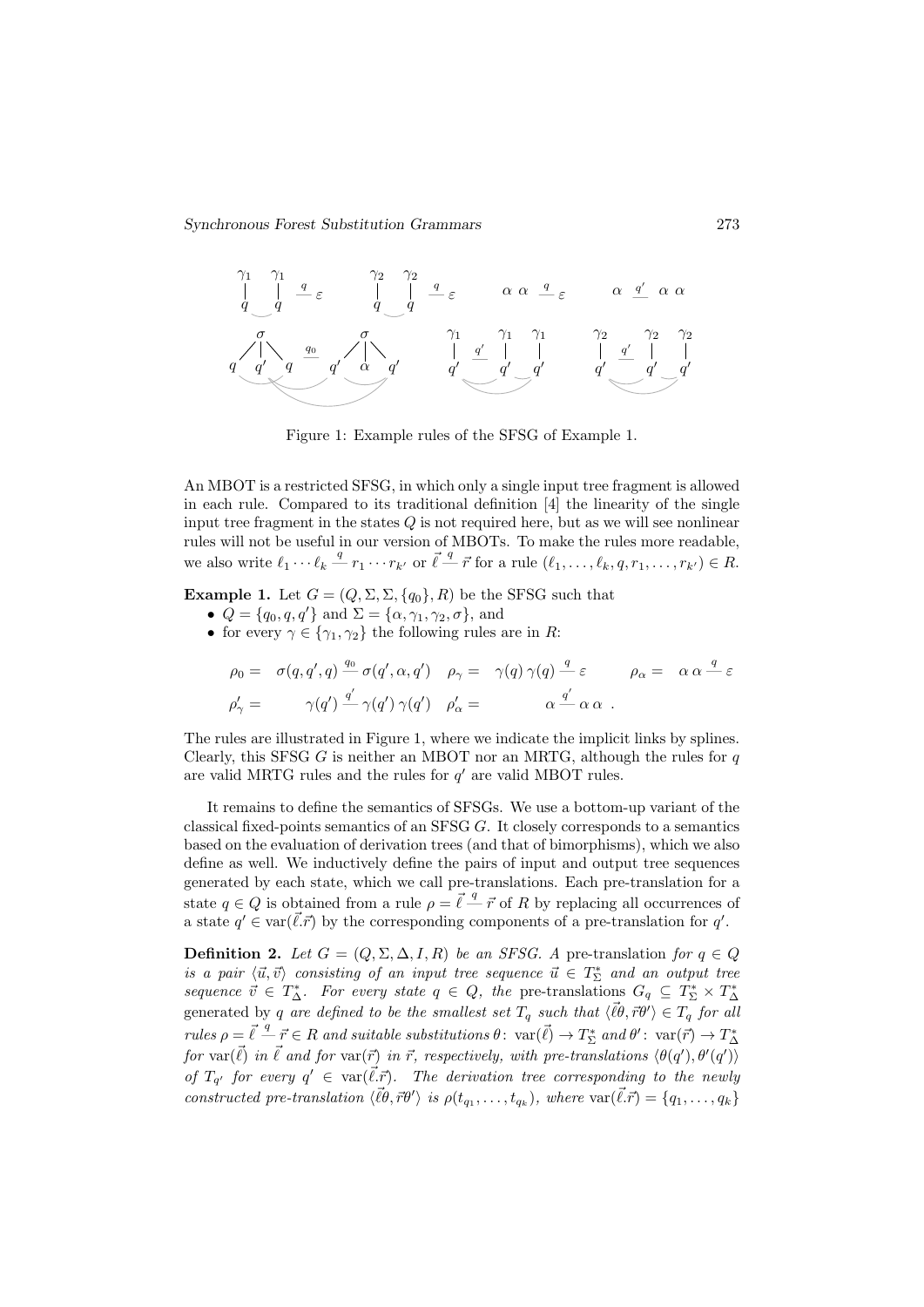Figure 1: Example rules of the SFSG of Example 1.

An MBOT is a restricted SFSG, in which only a single input tree fragment is allowed in each rule. Compared to its traditional definition [4] the linearity of the single input tree fragment in the states $Q$ is not required here, but as we will see nonlinear rules will not be useful in our version of MBOTs. To make the rules more readable, we also write $\ell_1 \cdots \ell_k \stackrel{q}{\text{—}} r_1 \cdots r_{k'}$ or $\vec{\ell} \stackrel{q}{\text{—}} \vec{r}$ for a rule $(\ell_1, \ldots, \ell_k, q, r_1, \ldots, r_{k'}) \in R$.

**Example 1.** Let $G = (Q, \Sigma, \Sigma, \{q_0\}, R)$ be the SFSG such that

- $Q = \{q_0, q, q'\}$ and $\Sigma = \{\alpha, \gamma_1, \gamma_2, \sigma\}$, and
- for every $\gamma \in \{\gamma_1, \gamma_2\}$ the following rules are in $R$:

$$\rho_0 = \sigma(q, q', q) \stackrel{q_0}{\text{—}} \sigma(q', \alpha, q') \quad \rho_\gamma = \gamma(q)\, \gamma(q) \stackrel{q}{\text{—}} \varepsilon \qquad \rho_\alpha = \alpha\, \alpha \stackrel{q}{\text{—}} \varepsilon$$

$$\rho'_\gamma = \gamma(q') \stackrel{q'}{\text{—}} \gamma(q')\, \gamma(q') \quad \rho'_\alpha = \alpha \stackrel{q'}{\text{—}} \alpha\, \alpha \ .$$

The rules are illustrated in Figure 1, where we indicate the implicit links by splines. Clearly, this SFSG $G$ is neither an MBOT nor an MRTG, although the rules for $q$ are valid MRTG rules and the rules for $q'$ are valid MBOT rules.

It remains to define the semantics of SFSGs. We use a bottom-up variant of the classical fixed-points semantics of an SFSG $G$. It closely corresponds to a semantics based on the evaluation of derivation trees (and that of bimorphisms), which we also define as well. We inductively define the pairs of input and output tree sequences generated by each state, which we call pre-translations. Each pre-translation for a state $q \in Q$ is obtained from a rule $\rho = \vec{\ell} \stackrel{q}{\text{—}} \vec{r}$ of $R$ by replacing all occurrences of a state $q' \in \text{var}(\vec{\ell}.\vec{r})$ by the corresponding components of a pre-translation for $q'$.

**Definition 2.** *Let $G = (Q, \Sigma, \Delta, I, R)$ be an SFSG. A* pre-translation *for $q \in Q$ is a pair $\langle \vec{u}, \vec{v} \rangle$ consisting of an input tree sequence $\vec{u} \in T_\Sigma^*$ and an output tree sequence $\vec{v} \in T_\Delta^*$. For every state $q \in Q$, the* pre-translations $G_q \subseteq T_\Sigma^* \times T_\Delta^*$ *generated by $q$ are defined to be the smallest set $T_q$ such that $\langle \vec{\ell}\theta, \vec{r}\theta' \rangle \in T_q$ for all rules $\rho = \vec{\ell} \stackrel{q}{\text{—}} \vec{r} \in R$ and suitable substitutions $\theta \colon \text{var}(\vec{\ell}) \to T_\Sigma^*$ and $\theta' \colon \text{var}(\vec{r}) \to T_\Delta^*$ for $\text{var}(\vec{\ell})$ in $\vec{\ell}$ and for $\text{var}(\vec{r})$ in $\vec{r}$, respectively, with pre-translations $\langle \theta(q'), \theta'(q') \rangle$ of $T_{q'}$ for every $q' \in \text{var}(\vec{\ell}.\vec{r})$. The derivation tree corresponding to the newly constructed pre-translation $\langle \vec{\ell}\theta, \vec{r}\theta' \rangle$ is $\rho(t_{q_1}, \ldots, t_{q_k})$, where $\text{var}(\vec{\ell}.\vec{r}) = \{q_1, \ldots, q_k\}$*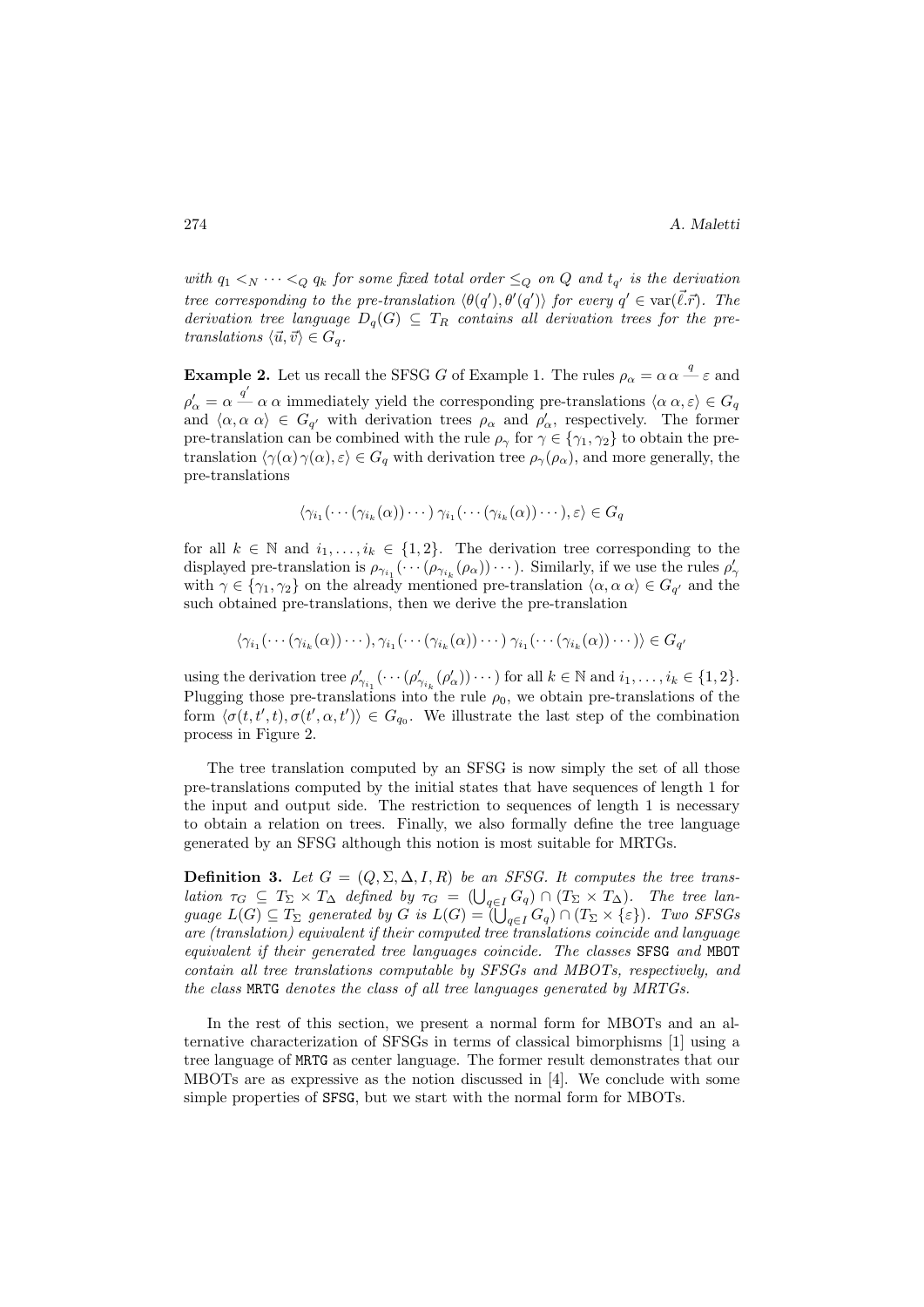*with $q_1 <_N \cdots <_Q q_k$ for some fixed total order $\leq_Q$ on $Q$ and $t_{q'}$ is the derivation tree corresponding to the pre-translation $\langle \theta(q'), \theta'(q') \rangle$ for every $q' \in \mathrm{var}(\vec{\ell}.\vec{r})$. The derivation tree language $D_q(G) \subseteq T_R$ contains all derivation trees for the pre-translations $\langle \vec{u}, \vec{v} \rangle \in G_q$.*

**Example 2.** Let us recall the SFSG $G$ of Example 1. The rules $\rho_\alpha = \alpha\,\alpha \stackrel{q}{—} \varepsilon$ and $\rho'_\alpha = \alpha \stackrel{q'}{—} \alpha\,\alpha$ immediately yield the corresponding pre-translations $\langle \alpha\,\alpha, \varepsilon \rangle \in G_q$ and $\langle \alpha, \alpha\,\alpha \rangle \in G_{q'}$ with derivation trees $\rho_\alpha$ and $\rho'_\alpha$, respectively. The former pre-translation can be combined with the rule $\rho_\gamma$ for $\gamma \in \{\gamma_1, \gamma_2\}$ to obtain the pre-translation $\langle \gamma(\alpha)\,\gamma(\alpha), \varepsilon \rangle \in G_q$ with derivation tree $\rho_\gamma(\rho_\alpha)$, and more generally, the pre-translations

$$\langle \gamma_{i_1}(\cdots(\gamma_{i_k}(\alpha))\cdots)\;\gamma_{i_1}(\cdots(\gamma_{i_k}(\alpha))\cdots), \varepsilon \rangle \in G_q$$

for all $k \in \mathbb{N}$ and $i_1, \ldots, i_k \in \{1, 2\}$. The derivation tree corresponding to the displayed pre-translation is $\rho_{\gamma_{i_1}}(\cdots(\rho_{\gamma_{i_k}}(\rho_\alpha))\cdots)$. Similarly, if we use the rules $\rho'_\gamma$ with $\gamma \in \{\gamma_1, \gamma_2\}$ on the already mentioned pre-translation $\langle \alpha, \alpha\,\alpha \rangle \in G_{q'}$ and the such obtained pre-translations, then we derive the pre-translation

$$\langle \gamma_{i_1}(\cdots(\gamma_{i_k}(\alpha))\cdots), \gamma_{i_1}(\cdots(\gamma_{i_k}(\alpha))\cdots)\;\gamma_{i_1}(\cdots(\gamma_{i_k}(\alpha))\cdots) \rangle \in G_{q'}$$

using the derivation tree $\rho'_{\gamma_{i_1}}(\cdots(\rho'_{\gamma_{i_k}}(\rho'_\alpha))\cdots)$ for all $k \in \mathbb{N}$ and $i_1, \ldots, i_k \in \{1, 2\}$. Plugging those pre-translations into the rule $\rho_0$, we obtain pre-translations of the form $\langle \sigma(t, t', t), \sigma(t', \alpha, t') \rangle \in G_{q_0}$. We illustrate the last step of the combination process in Figure 2.

The tree translation computed by an SFSG is now simply the set of all those pre-translations computed by the initial states that have sequences of length 1 for the input and output side. The restriction to sequences of length 1 is necessary to obtain a relation on trees. Finally, we also formally define the tree language generated by an SFSG although this notion is most suitable for MRTGs.

**Definition 3.** *Let $G = (Q, \Sigma, \Delta, I, R)$ be an SFSG. It computes the tree translation $\tau_G \subseteq T_\Sigma \times T_\Delta$ defined by $\tau_G = (\bigcup_{q \in I} G_q) \cap (T_\Sigma \times T_\Delta)$. The tree language $L(G) \subseteq T_\Sigma$ generated by $G$ is $L(G) = (\bigcup_{q \in I} G_q) \cap (T_\Sigma \times \{\varepsilon\})$. Two SFSGs are (translation) equivalent if their computed tree translations coincide and language equivalent if their generated tree languages coincide. The classes* SFSG *and* MBOT *contain all tree translations computable by SFSGs and MBOTs, respectively, and the class* MRTG *denotes the class of all tree languages generated by MRTGs.*

In the rest of this section, we present a normal form for MBOTs and an alternative characterization of SFSGs in terms of classical bimorphisms [1] using a tree language of MRTG as center language. The former result demonstrates that our MBOTs are as expressive as the notion discussed in [4]. We conclude with some simple properties of SFSG, but we start with the normal form for MBOTs.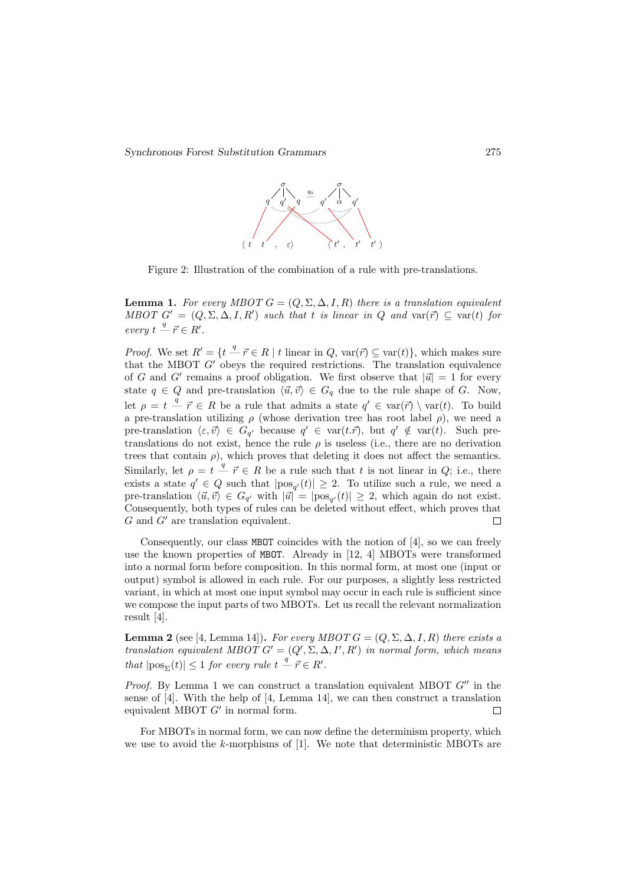Figure 2: Illustration of the combination of a rule with pre-translations.

**Lemma 1.** *For every MBOT $G = (Q, \Sigma, \Delta, I, R)$ there is a translation equivalent MBOT $G' = (Q, \Sigma, \Delta, I, R')$ such that $t$ is linear in $Q$ and $\mathrm{var}(\vec{r}) \subseteq \mathrm{var}(t)$ for every $t \overset{q}{—} \vec{r} \in R'$.*

*Proof.* We set $R' = \{t \overset{q}{—} \vec{r} \in R \mid t \text{ linear in } Q,\ \mathrm{var}(\vec{r}) \subseteq \mathrm{var}(t)\}$, which makes sure that the MBOT $G'$ obeys the required restrictions. The translation equivalence of $G$ and $G'$ remains a proof obligation. We first observe that $|\vec{u}| = 1$ for every state $q \in Q$ and pre-translation $\langle \vec{u}, \vec{v} \rangle \in G_q$ due to the rule shape of $G$. Now, let $\rho = t \overset{q}{—} \vec{r} \in R$ be a rule that admits a state $q' \in \mathrm{var}(\vec{r}) \setminus \mathrm{var}(t)$. To build a pre-translation utilizing $\rho$ (whose derivation tree has root label $\rho$), we need a pre-translation $\langle \varepsilon, \vec{v} \rangle \in G_{q'}$ because $q' \in \mathrm{var}(t.\vec{r})$, but $q' \notin \mathrm{var}(t)$. Such pre-translations do not exist, hence the rule $\rho$ is useless (i.e., there are no derivation trees that contain $\rho$), which proves that deleting it does not affect the semantics. Similarly, let $\rho = t \overset{q}{—} \vec{r} \in R$ be a rule such that $t$ is not linear in $Q$; i.e., there exists a state $q' \in Q$ such that $|\mathrm{pos}_{q'}(t)| \geq 2$. To utilize such a rule, we need a pre-translation $\langle \vec{u}, \vec{v} \rangle \in G_{q'}$ with $|\vec{u}| = |\mathrm{pos}_{q'}(t)| \geq 2$, which again do not exist. Consequently, both types of rules can be deleted without effect, which proves that $G$ and $G'$ are translation equivalent. $\square$

Consequently, our class `MBOT` coincides with the notion of [4], so we can freely use the known properties of `MBOT`. Already in [12, 4] MBOTs were transformed into a normal form before composition. In this normal form, at most one (input or output) symbol is allowed in each rule. For our purposes, a slightly less restricted variant, in which at most one input symbol may occur in each rule is sufficient since we compose the input parts of two MBOTs. Let us recall the relevant normalization result [4].

**Lemma 2** (see [4, Lemma 14])**.** *For every MBOT $G = (Q, \Sigma, \Delta, I, R)$ there exists a translation equivalent MBOT $G' = (Q', \Sigma, \Delta, I', R')$ in normal form, which means that $|\mathrm{pos}_{\Sigma}(t)| \leq 1$ for every rule $t \overset{q}{—} \vec{r} \in R'$.*

*Proof.* By Lemma 1 we can construct a translation equivalent MBOT $G''$ in the sense of [4]. With the help of [4, Lemma 14], we can then construct a translation equivalent MBOT $G'$ in normal form. $\square$

For MBOTs in normal form, we can now define the determinism property, which we use to avoid the $k$-morphisms of [1]. We note that deterministic MBOTs are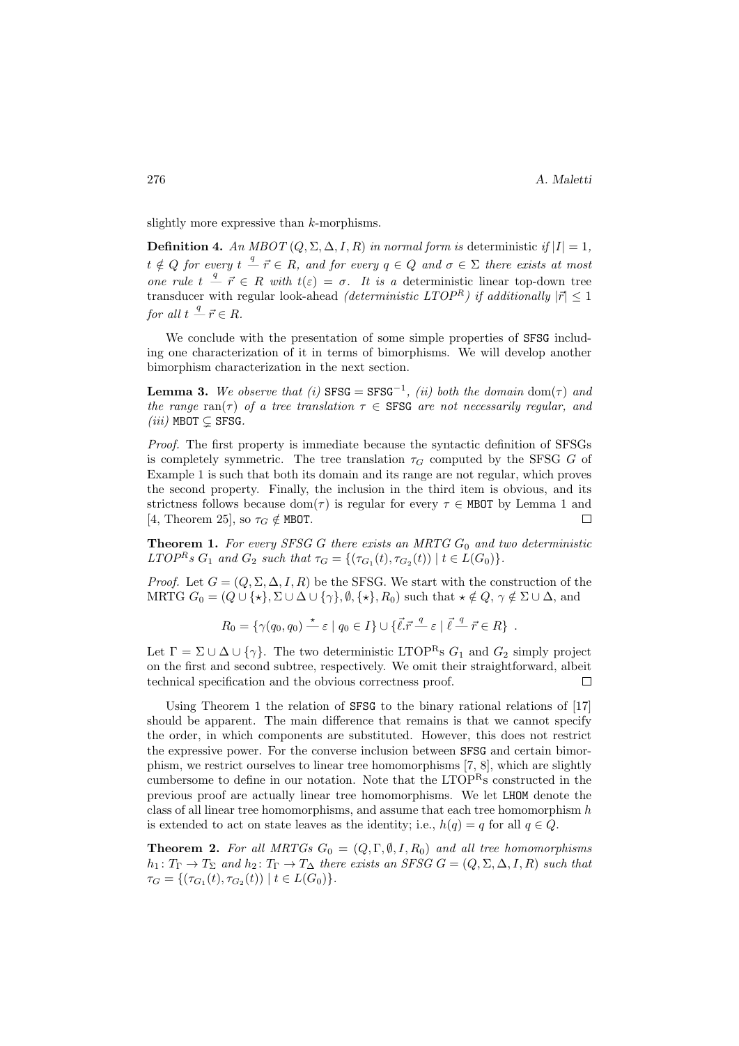slightly more expressive than $k$-morphisms.

**Definition 4.** *An MBOT $(Q, \Sigma, \Delta, I, R)$ in normal form is* deterministic *if $|I| = 1$, $t \notin Q$ for every $t \stackrel{q}{—} \vec{r} \in R$, and for every $q \in Q$ and $\sigma \in \Sigma$ there exists at most one rule $t \stackrel{q}{—} \vec{r} \in R$ with $t(\varepsilon) = \sigma$. It is a* deterministic linear top-down tree transducer with regular look-ahead *(deterministic LTOP$^R$) if additionally $|\vec{r}| \leq 1$ for all $t \stackrel{q}{—} \vec{r} \in R$.*

We conclude with the presentation of some simple properties of SFSG including one characterization of it in terms of bimorphisms. We will develop another bimorphism characterization in the next section.

**Lemma 3.** *We observe that (i) $\texttt{SFSG} = \texttt{SFSG}^{-1}$, (ii) both the domain $\operatorname{dom}(\tau)$ and the range $\operatorname{ran}(\tau)$ of a tree translation $\tau \in \texttt{SFSG}$ are not necessarily regular, and (iii) $\texttt{MBOT} \subsetneq \texttt{SFSG}$.*

*Proof.* The first property is immediate because the syntactic definition of SFSGs is completely symmetric. The tree translation $\tau_G$ computed by the SFSG $G$ of Example 1 is such that both its domain and its range are not regular, which proves the second property. Finally, the inclusion in the third item is obvious, and its strictness follows because $\operatorname{dom}(\tau)$ is regular for every $\tau \in \texttt{MBOT}$ by Lemma 1 and [4, Theorem 25], so $\tau_G \notin \texttt{MBOT}$. □

**Theorem 1.** *For every SFSG $G$ there exists an MRTG $G_0$ and two deterministic LTOP$^R$s $G_1$ and $G_2$ such that $\tau_G = \{(\tau_{G_1}(t), \tau_{G_2}(t)) \mid t \in L(G_0)\}$.*

*Proof.* Let $G = (Q, \Sigma, \Delta, I, R)$ be the SFSG. We start with the construction of the MRTG $G_0 = (Q \cup \{\star\}, \Sigma \cup \Delta \cup \{\gamma\}, \emptyset, \{\star\}, R_0)$ such that $\star \notin Q$, $\gamma \notin \Sigma \cup \Delta$, and

$$R_0 = \{\gamma(q_0, q_0) \stackrel{\star}{—} \varepsilon \mid q_0 \in I\} \cup \{\vec{\ell}.\vec{r} \stackrel{q}{—} \varepsilon \mid \vec{\ell} \stackrel{q}{—} \vec{r} \in R\} \enspace .$$

Let $\Gamma = \Sigma \cup \Delta \cup \{\gamma\}$. The two deterministic LTOP$^R$s $G_1$ and $G_2$ simply project on the first and second subtree, respectively. We omit their straightforward, albeit technical specification and the obvious correctness proof. □

Using Theorem 1 the relation of SFSG to the binary rational relations of [17] should be apparent. The main difference that remains is that we cannot specify the order, in which components are substituted. However, this does not restrict the expressive power. For the converse inclusion between SFSG and certain bimorphism, we restrict ourselves to linear tree homomorphisms [7, 8], which are slightly cumbersome to define in our notation. Note that the LTOP$^R$s constructed in the previous proof are actually linear tree homomorphisms. We let LHOM denote the class of all linear tree homomorphisms, and assume that each tree homomorphism $h$ is extended to act on state leaves as the identity; i.e., $h(q) = q$ for all $q \in Q$.

**Theorem 2.** *For all MRTGs $G_0 = (Q, \Gamma, \emptyset, I, R_0)$ and all tree homomorphisms $h_1 \colon T_\Gamma \to T_\Sigma$ and $h_2 \colon T_\Gamma \to T_\Delta$ there exists an SFSG $G = (Q, \Sigma, \Delta, I, R)$ such that $\tau_G = \{(\tau_{G_1}(t), \tau_{G_2}(t)) \mid t \in L(G_0)\}$.*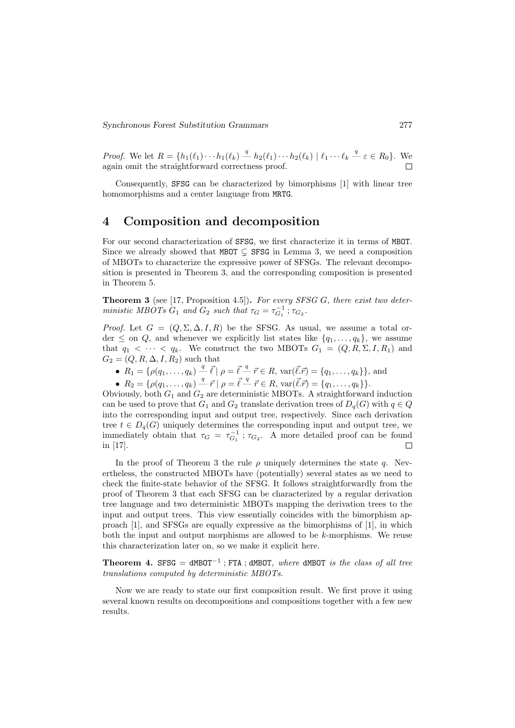*Proof.* We let $R = \{h_1(\ell_1) \cdots h_1(\ell_k) \stackrel{q}{\text{—}} h_2(\ell_1) \cdots h_2(\ell_k) \mid \ell_1 \cdots \ell_k \stackrel{q}{\text{—}} \varepsilon \in R_0\}$. We again omit the straightforward correctness proof. □

Consequently, SFSG can be characterized by bimorphisms [1] with linear tree homomorphisms and a center language from MRTG.

# 4 Composition and decomposition

For our second characterization of SFSG, we first characterize it in terms of MBOT. Since we already showed that MBOT $\subsetneq$ SFSG in Lemma 3, we need a composition of MBOTs to characterize the expressive power of SFSGs. The relevant decomposition is presented in Theorem 3, and the corresponding composition is presented in Theorem 5.

**Theorem 3** (see [17, Proposition 4.5])**.** *For every SFSG $G$, there exist two deterministic MBOTs $G_1$ and $G_2$ such that $\tau_G = \tau_{G_1}^{-1} ; \tau_{G_2}$.*

*Proof.* Let $G = (Q, \Sigma, \Delta, I, R)$ be the SFSG. As usual, we assume a total order $\leq$ on $Q$, and whenever we explicitly list states like $\{q_1, \ldots, q_k\}$, we assume that $q_1 < \cdots < q_k$. We construct the two MBOTs $G_1 = (Q, R, \Sigma, I, R_1)$ and $G_2 = (Q, R, \Delta, I, R_2)$ such that

- $R_1 = \{\rho(q_1, \ldots, q_k) \stackrel{q}{\text{—}} \vec{\ell} \mid \rho = \vec{\ell} \stackrel{q}{\text{—}} \vec{r} \in R, \operatorname{var}(\vec{\ell}.\vec{r}) = \{q_1, \ldots, q_k\}\}$, and
- $R_2 = \{\rho(q_1, \ldots, q_k) \stackrel{q}{\text{—}} \vec{r} \mid \rho = \vec{\ell} \stackrel{q}{\text{—}} \vec{r} \in R, \operatorname{var}(\vec{\ell}.\vec{r}) = \{q_1, \ldots, q_k\}\}$.

Obviously, both $G_1$ and $G_2$ are deterministic MBOTs. A straightforward induction can be used to prove that $G_1$ and $G_2$ translate derivation trees of $D_q(G)$ with $q \in Q$ into the corresponding input and output tree, respectively. Since each derivation tree $t \in D_q(G)$ uniquely determines the corresponding input and output tree, we immediately obtain that $\tau_G = \tau_{G_1}^{-1} ; \tau_{G_2}$. A more detailed proof can be found in [17]. □

In the proof of Theorem 3 the rule $\rho$ uniquely determines the state $q$. Nevertheless, the constructed MBOTs have (potentially) several states as we need to check the finite-state behavior of the SFSG. It follows straightforwardly from the proof of Theorem 3 that each SFSG can be characterized by a regular derivation tree language and two deterministic MBOTs mapping the derivation trees to the input and output trees. This view essentially coincides with the bimorphism approach [1], and SFSGs are equally expressive as the bimorphisms of [1], in which both the input and output morphisms are allowed to be $k$-morphisms. We reuse this characterization later on, so we make it explicit here.

**Theorem 4.** SFSG $=$ dMBOT$^{-1}$ ; FTA ; dMBOT*, where* dMBOT *is the class of all tree translations computed by deterministic MBOTs.*

Now we are ready to state our first composition result. We first prove it using several known results on decompositions and compositions together with a few new results.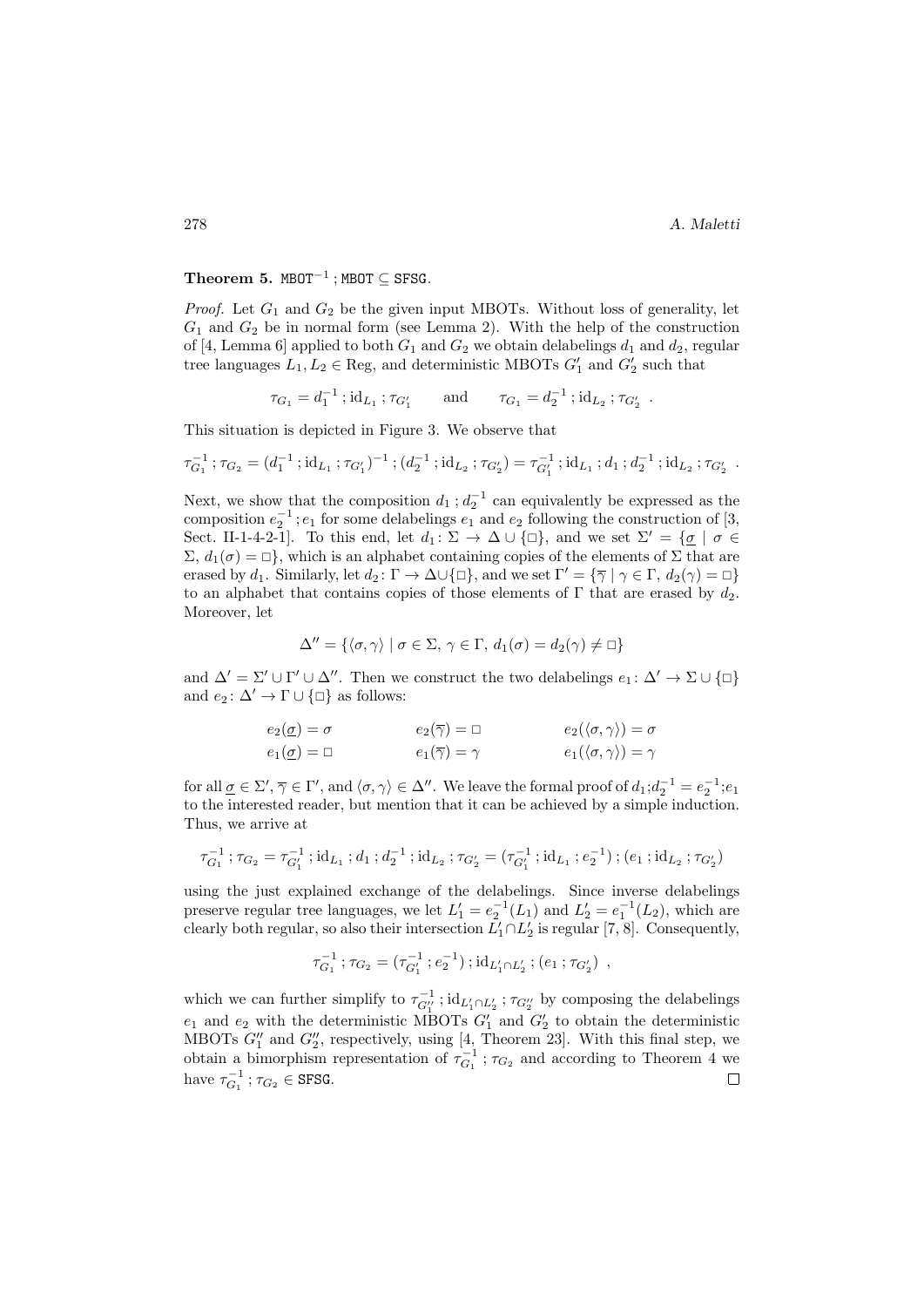**Theorem 5.** $\texttt{MBOT}^{-1} ; \texttt{MBOT} \subseteq \texttt{SFSG}$.

*Proof.* Let $G_1$ and $G_2$ be the given input MBOTs. Without loss of generality, let $G_1$ and $G_2$ be in normal form (see Lemma 2). With the help of the construction of [4, Lemma 6] applied to both $G_1$ and $G_2$ we obtain delabelings $d_1$ and $d_2$, regular tree languages $L_1, L_2 \in \text{Reg}$, and deterministic MBOTs $G'_1$ and $G'_2$ such that

$$\tau_{G_1} = d_1^{-1} ; \text{id}_{L_1} ; \tau_{G'_1} \qquad \text{and} \qquad \tau_{G_1} = d_2^{-1} ; \text{id}_{L_2} ; \tau_{G'_2} \enspace .$$

This situation is depicted in Figure 3. We observe that

$$\tau_{G_1}^{-1} ; \tau_{G_2} = (d_1^{-1} ; \text{id}_{L_1} ; \tau_{G'_1})^{-1} ; (d_2^{-1} ; \text{id}_{L_2} ; \tau_{G'_2}) = \tau_{G'_1}^{-1} ; \text{id}_{L_1} ; d_1 ; d_2^{-1} ; \text{id}_{L_2} ; \tau_{G'_2} \enspace .$$

Next, we show that the composition $d_1 ; d_2^{-1}$ can equivalently be expressed as the composition $e_2^{-1} ; e_1$ for some delabelings $e_1$ and $e_2$ following the construction of [3, Sect. II-1-4-2-1]. To this end, let $d_1 \colon \Sigma \to \Delta \cup \{\Box\}$, and we set $\Sigma' = \{\underline{\sigma} \mid \sigma \in \Sigma,\ d_1(\sigma) = \Box\}$, which is an alphabet containing copies of the elements of $\Sigma$ that are erased by $d_1$. Similarly, let $d_2 \colon \Gamma \to \Delta \cup \{\Box\}$, and we set $\Gamma' = \{\overline{\gamma} \mid \gamma \in \Gamma,\ d_2(\gamma) = \Box\}$ to an alphabet that contains copies of those elements of $\Gamma$ that are erased by $d_2$. Moreover, let

$$\Delta'' = \{\langle \sigma, \gamma \rangle \mid \sigma \in \Sigma,\ \gamma \in \Gamma,\ d_1(\sigma) = d_2(\gamma) \neq \Box\}$$

and $\Delta' = \Sigma' \cup \Gamma' \cup \Delta''$. Then we construct the two delabelings $e_1 \colon \Delta' \to \Sigma \cup \{\Box\}$ and $e_2 \colon \Delta' \to \Gamma \cup \{\Box\}$ as follows:

$$\begin{array}{lll} e_2(\underline{\sigma}) = \sigma & \qquad e_2(\overline{\gamma}) = \Box & \qquad e_2(\langle \sigma, \gamma \rangle) = \sigma \\ e_1(\underline{\sigma}) = \Box & \qquad e_1(\overline{\gamma}) = \gamma & \qquad e_1(\langle \sigma, \gamma \rangle) = \gamma \end{array}$$

for all $\underline{\sigma} \in \Sigma'$, $\overline{\gamma} \in \Gamma'$, and $\langle \sigma, \gamma \rangle \in \Delta''$. We leave the formal proof of $d_1 ; d_2^{-1} = e_2^{-1} ; e_1$ to the interested reader, but mention that it can be achieved by a simple induction. Thus, we arrive at

$$\tau_{G_1}^{-1} ; \tau_{G_2} = \tau_{G'_1}^{-1} ; \text{id}_{L_1} ; d_1 ; d_2^{-1} ; \text{id}_{L_2} ; \tau_{G'_2} = (\tau_{G'_1}^{-1} ; \text{id}_{L_1} ; e_2^{-1}) ; (e_1 ; \text{id}_{L_2} ; \tau_{G'_2})$$

using the just explained exchange of the delabelings. Since inverse delabelings preserve regular tree languages, we let $L'_1 = e_2^{-1}(L_1)$ and $L'_2 = e_1^{-1}(L_2)$, which are clearly both regular, so also their intersection $L'_1 \cap L'_2$ is regular [7, 8]. Consequently,

$$\tau_{G_1}^{-1} ; \tau_{G_2} = (\tau_{G'_1}^{-1} ; e_2^{-1}) ; \text{id}_{L'_1 \cap L'_2} ; (e_1 ; \tau_{G'_2}) \enspace ,$$

which we can further simplify to $\tau_{G''_1}^{-1} ; \text{id}_{L'_1 \cap L'_2} ; \tau_{G''_2}$ by composing the delabelings $e_1$ and $e_2$ with the deterministic MBOTs $G'_1$ and $G'_2$ to obtain the deterministic MBOTs $G''_1$ and $G''_2$, respectively, using [4, Theorem 23]. With this final step, we obtain a bimorphism representation of $\tau_{G_1}^{-1} ; \tau_{G_2}$ and according to Theorem 4 we have $\tau_{G_1}^{-1} ; \tau_{G_2} \in \texttt{SFSG}$. $\square$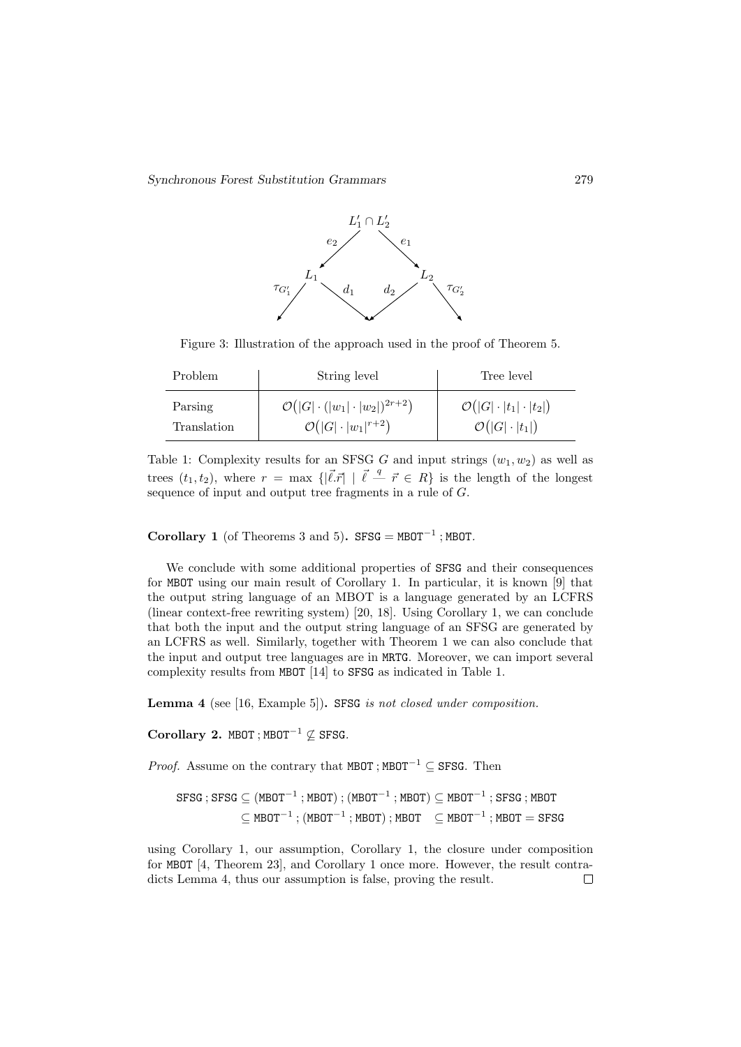$$
\begin{array}{ccccc}
 & & L_1' \cap L_2' & & \\
 & \swarrow^{e_2} & & \searrow^{e_1} & \\
 & L_1 & & L_2 & \\
\swarrow^{\tau_{G_1'}} & & \searrow^{d_1} \quad \swarrow^{d_2} & & \searrow^{\tau_{G_2'}}
\end{array}
$$

Figure 3: Illustration of the approach used in the proof of Theorem 5.

| Problem | String level | Tree level |
|---|---|---|
| Parsing | $\mathcal{O}\big(\lvert G\rvert \cdot (\lvert w_1\rvert \cdot \lvert w_2\rvert)^{2r+2}\big)$ | $\mathcal{O}\big(\lvert G\rvert \cdot \lvert t_1\rvert \cdot \lvert t_2\rvert\big)$ |
| Translation | $\mathcal{O}\big(\lvert G\rvert \cdot \lvert w_1\rvert^{r+2}\big)$ | $\mathcal{O}\big(\lvert G\rvert \cdot \lvert t_1\rvert\big)$ |

Table 1: Complexity results for an SFSG $G$ and input strings $(w_1, w_2)$ as well as trees $(t_1, t_2)$, where $r = \max\,\{|\vec{\ell}.\vec{r}| \mid \vec{\ell} \stackrel{q}{\text{---}} \vec{r} \in R\}$ is the length of the longest sequence of input and output tree fragments in a rule of $G$.

**Corollary 1** (of Theorems 3 and 5)**.** $\texttt{SFSG} = \texttt{MBOT}^{-1}\,;\texttt{MBOT}$.

We conclude with some additional properties of SFSG and their consequences for MBOT using our main result of Corollary 1. In particular, it is known [9] that the output string language of an MBOT is a language generated by an LCFRS (linear context-free rewriting system) [20, 18]. Using Corollary 1, we can conclude that both the input and the output string language of an SFSG are generated by an LCFRS as well. Similarly, together with Theorem 1 we can also conclude that the input and output tree languages are in MRTG. Moreover, we can import several complexity results from MBOT [14] to SFSG as indicated in Table 1.

**Lemma 4** (see [16, Example 5])**.** *SFSG is not closed under composition.*

**Corollary 2.** $\texttt{MBOT}\,;\texttt{MBOT}^{-1} \not\subseteq \texttt{SFSG}$.

*Proof.* Assume on the contrary that $\texttt{MBOT}\,;\texttt{MBOT}^{-1} \subseteq \texttt{SFSG}$. Then

$$
\begin{aligned}
\texttt{SFSG}\,;\texttt{SFSG} &\subseteq (\texttt{MBOT}^{-1}\,;\texttt{MBOT})\,;(\texttt{MBOT}^{-1}\,;\texttt{MBOT}) \subseteq \texttt{MBOT}^{-1}\,;\texttt{SFSG}\,;\texttt{MBOT} \\
&\subseteq \texttt{MBOT}^{-1}\,;(\texttt{MBOT}^{-1}\,;\texttt{MBOT})\,;\texttt{MBOT} \quad \subseteq \texttt{MBOT}^{-1}\,;\texttt{MBOT} = \texttt{SFSG}
\end{aligned}
$$

using Corollary 1, our assumption, Corollary 1, the closure under composition for MBOT [4, Theorem 23], and Corollary 1 once more. However, the result contradicts Lemma 4, thus our assumption is false, proving the result. ☐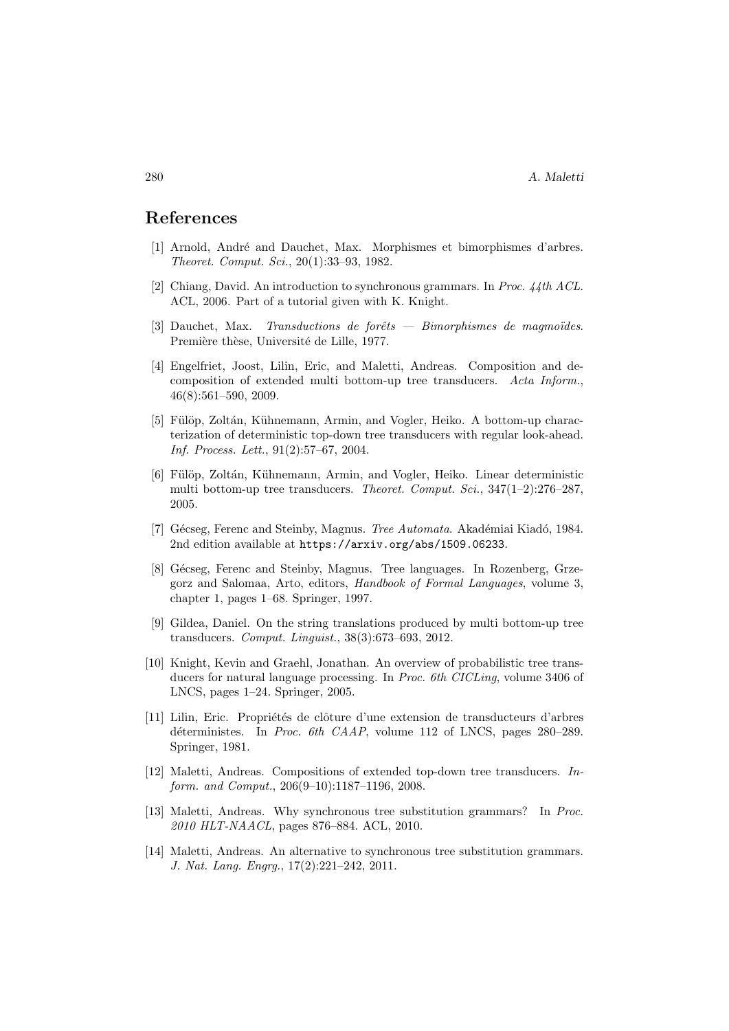## References

[1] Arnold, André and Dauchet, Max. Morphismes et bimorphismes d'arbres. *Theoret. Comput. Sci.*, 20(1):33–93, 1982.

[2] Chiang, David. An introduction to synchronous grammars. In *Proc. 44th ACL*. ACL, 2006. Part of a tutorial given with K. Knight.

[3] Dauchet, Max. *Transductions de forêts — Bimorphismes de magmoïdes*. Première thèse, Université de Lille, 1977.

[4] Engelfriet, Joost, Lilin, Eric, and Maletti, Andreas. Composition and decomposition of extended multi bottom-up tree transducers. *Acta Inform.*, 46(8):561–590, 2009.

[5] Fülöp, Zoltán, Kühnemann, Armin, and Vogler, Heiko. A bottom-up characterization of deterministic top-down tree transducers with regular look-ahead. *Inf. Process. Lett.*, 91(2):57–67, 2004.

[6] Fülöp, Zoltán, Kühnemann, Armin, and Vogler, Heiko. Linear deterministic multi bottom-up tree transducers. *Theoret. Comput. Sci.*, 347(1–2):276–287, 2005.

[7] Gécseg, Ferenc and Steinby, Magnus. *Tree Automata*. Akadémiai Kiadó, 1984. 2nd edition available at `https://arxiv.org/abs/1509.06233`.

[8] Gécseg, Ferenc and Steinby, Magnus. Tree languages. In Rozenberg, Grzegorz and Salomaa, Arto, editors, *Handbook of Formal Languages*, volume 3, chapter 1, pages 1–68. Springer, 1997.

[9] Gildea, Daniel. On the string translations produced by multi bottom-up tree transducers. *Comput. Linguist.*, 38(3):673–693, 2012.

[10] Knight, Kevin and Graehl, Jonathan. An overview of probabilistic tree transducers for natural language processing. In *Proc. 6th CICLing*, volume 3406 of LNCS, pages 1–24. Springer, 2005.

[11] Lilin, Eric. Propriétés de clôture d'une extension de transducteurs d'arbres déterministes. In *Proc. 6th CAAP*, volume 112 of LNCS, pages 280–289. Springer, 1981.

[12] Maletti, Andreas. Compositions of extended top-down tree transducers. *Inform. and Comput.*, 206(9–10):1187–1196, 2008.

[13] Maletti, Andreas. Why synchronous tree substitution grammars? In *Proc. 2010 HLT-NAACL*, pages 876–884. ACL, 2010.

[14] Maletti, Andreas. An alternative to synchronous tree substitution grammars. *J. Nat. Lang. Engrg.*, 17(2):221–242, 2011.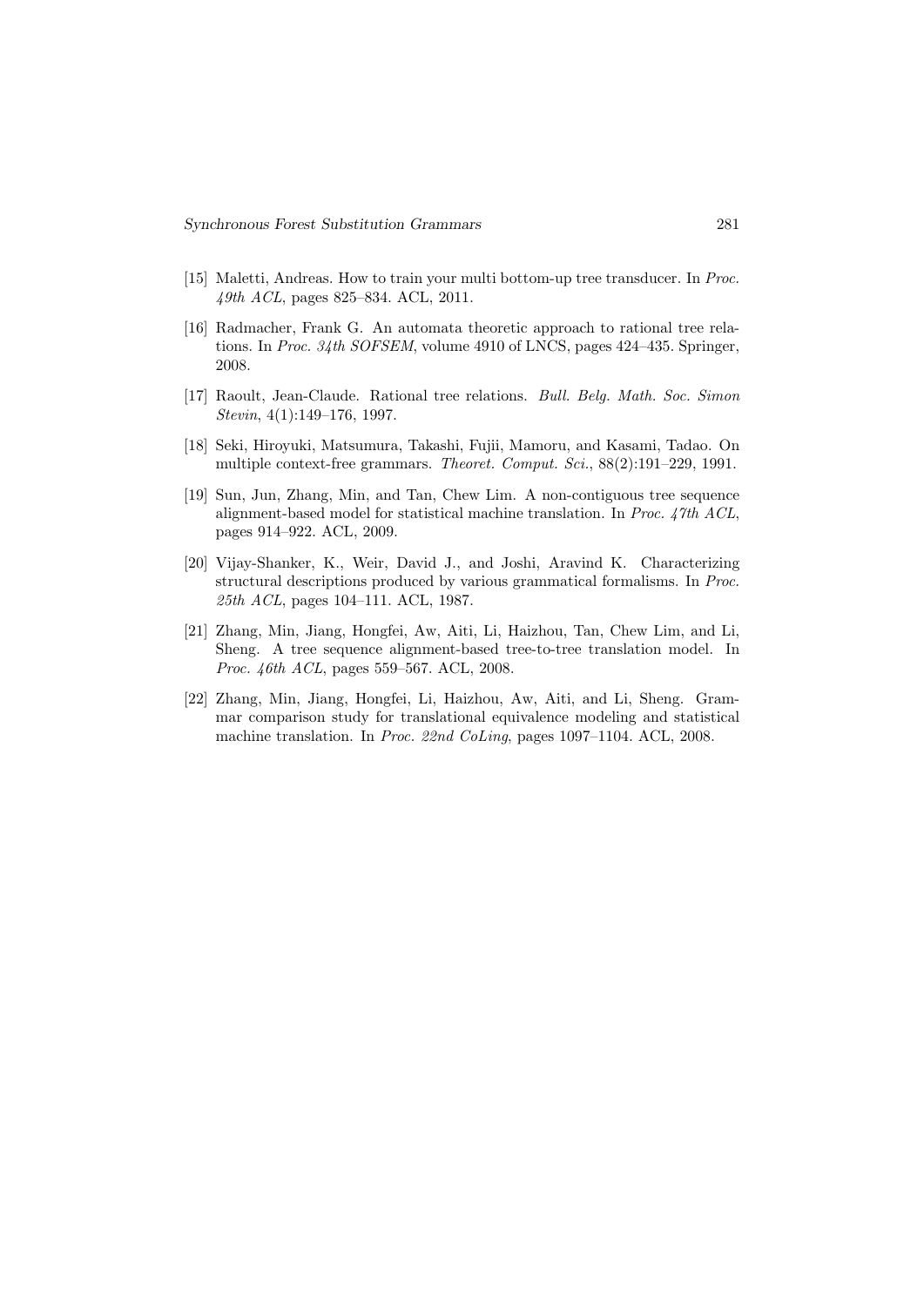[15] Maletti, Andreas. How to train your multi bottom-up tree transducer. In *Proc. 49th ACL*, pages 825–834. ACL, 2011.

[16] Radmacher, Frank G. An automata theoretic approach to rational tree relations. In *Proc. 34th SOFSEM*, volume 4910 of LNCS, pages 424–435. Springer, 2008.

[17] Raoult, Jean-Claude. Rational tree relations. *Bull. Belg. Math. Soc. Simon Stevin*, 4(1):149–176, 1997.

[18] Seki, Hiroyuki, Matsumura, Takashi, Fujii, Mamoru, and Kasami, Tadao. On multiple context-free grammars. *Theoret. Comput. Sci.*, 88(2):191–229, 1991.

[19] Sun, Jun, Zhang, Min, and Tan, Chew Lim. A non-contiguous tree sequence alignment-based model for statistical machine translation. In *Proc. 47th ACL*, pages 914–922. ACL, 2009.

[20] Vijay-Shanker, K., Weir, David J., and Joshi, Aravind K. Characterizing structural descriptions produced by various grammatical formalisms. In *Proc. 25th ACL*, pages 104–111. ACL, 1987.

[21] Zhang, Min, Jiang, Hongfei, Aw, Aiti, Li, Haizhou, Tan, Chew Lim, and Li, Sheng. A tree sequence alignment-based tree-to-tree translation model. In *Proc. 46th ACL*, pages 559–567. ACL, 2008.

[22] Zhang, Min, Jiang, Hongfei, Li, Haizhou, Aw, Aiti, and Li, Sheng. Grammar comparison study for translational equivalence modeling and statistical machine translation. In *Proc. 22nd CoLing*, pages 1097–1104. ACL, 2008.